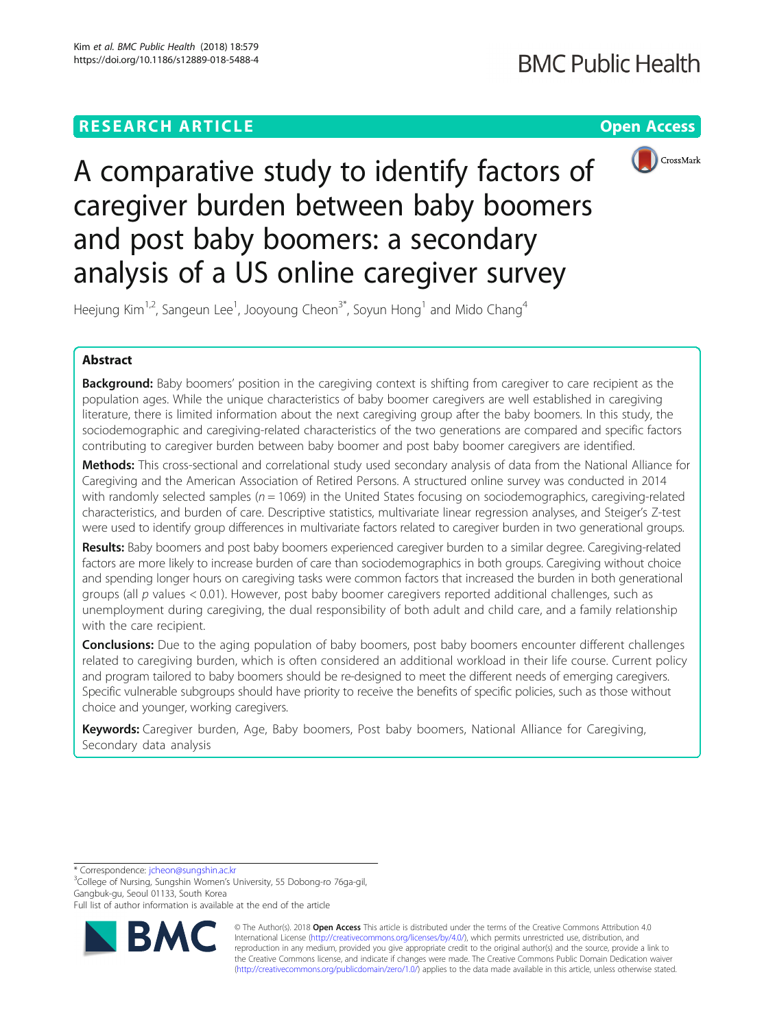RESEARCH ARTICLE

Open Access

# A comparative study to identify factors of caregiver burden between baby boomers and post baby boomers: a secondary analysis of a US online caregiver survey

Heejung Kim[1,2], Sangeun Lee[1], Jooyoung Cheon[3*], Soyun Hong[1] and Mido Chang[4]

## Abstract

**Background:** Baby boomers' position in the caregiving context is shifting from caregiver to care recipient as the population ages. While the unique characteristics of baby boomer caregivers are well established in caregiving literature, there is limited information about the next caregiving group after the baby boomers. In this study, the sociodemographic and caregiving-related characteristics of the two generations are compared and specific factors contributing to caregiver burden between baby boomer and post baby boomer caregivers are identified.

**Methods:** This cross-sectional and correlational study used secondary analysis of data from the National Alliance for Caregiving and the American Association of Retired Persons. A structured online survey was conducted in 2014 with randomly selected samples ($n = 1069$) in the United States focusing on sociodemographics, caregiving-related characteristics, and burden of care. Descriptive statistics, multivariate linear regression analyses, and Steiger's Z-test were used to identify group differences in multivariate factors related to caregiver burden in two generational groups.

**Results:** Baby boomers and post baby boomers experienced caregiver burden to a similar degree. Caregiving-related factors are more likely to increase burden of care than sociodemographics in both groups. Caregiving without choice and spending longer hours on caregiving tasks were common factors that increased the burden in both generational groups (all $p$ values $< 0.01$). However, post baby boomer caregivers reported additional challenges, such as unemployment during caregiving, the dual responsibility of both adult and child care, and a family relationship with the care recipient.

**Conclusions:** Due to the aging population of baby boomers, post baby boomers encounter different challenges related to caregiving burden, which is often considered an additional workload in their life course. Current policy and program tailored to baby boomers should be re-designed to meet the different needs of emerging caregivers. Specific vulnerable subgroups should have priority to receive the benefits of specific policies, such as those without choice and younger, working caregivers.

**Keywords:** Caregiver burden, Age, Baby boomers, Post baby boomers, National Alliance for Caregiving, Secondary data analysis

\* Correspondence: jcheon@sungshin.ac.kr
[3]College of Nursing, Sungshin Women's University, 55 Dobong-ro 76ga-gil, Gangbuk-gu, Seoul 01133, South Korea
Full list of author information is available at the end of the article

© The Author(s). 2018 **Open Access** This article is distributed under the terms of the Creative Commons Attribution 4.0 International License (http://creativecommons.org/licenses/by/4.0/), which permits unrestricted use, distribution, and reproduction in any medium, provided you give appropriate credit to the original author(s) and the source, provide a link to the Creative Commons license, and indicate if changes were made. The Creative Commons Public Domain Dedication waiver (http://creativecommons.org/publicdomain/zero/1.0/) applies to the data made available in this article, unless otherwise stated.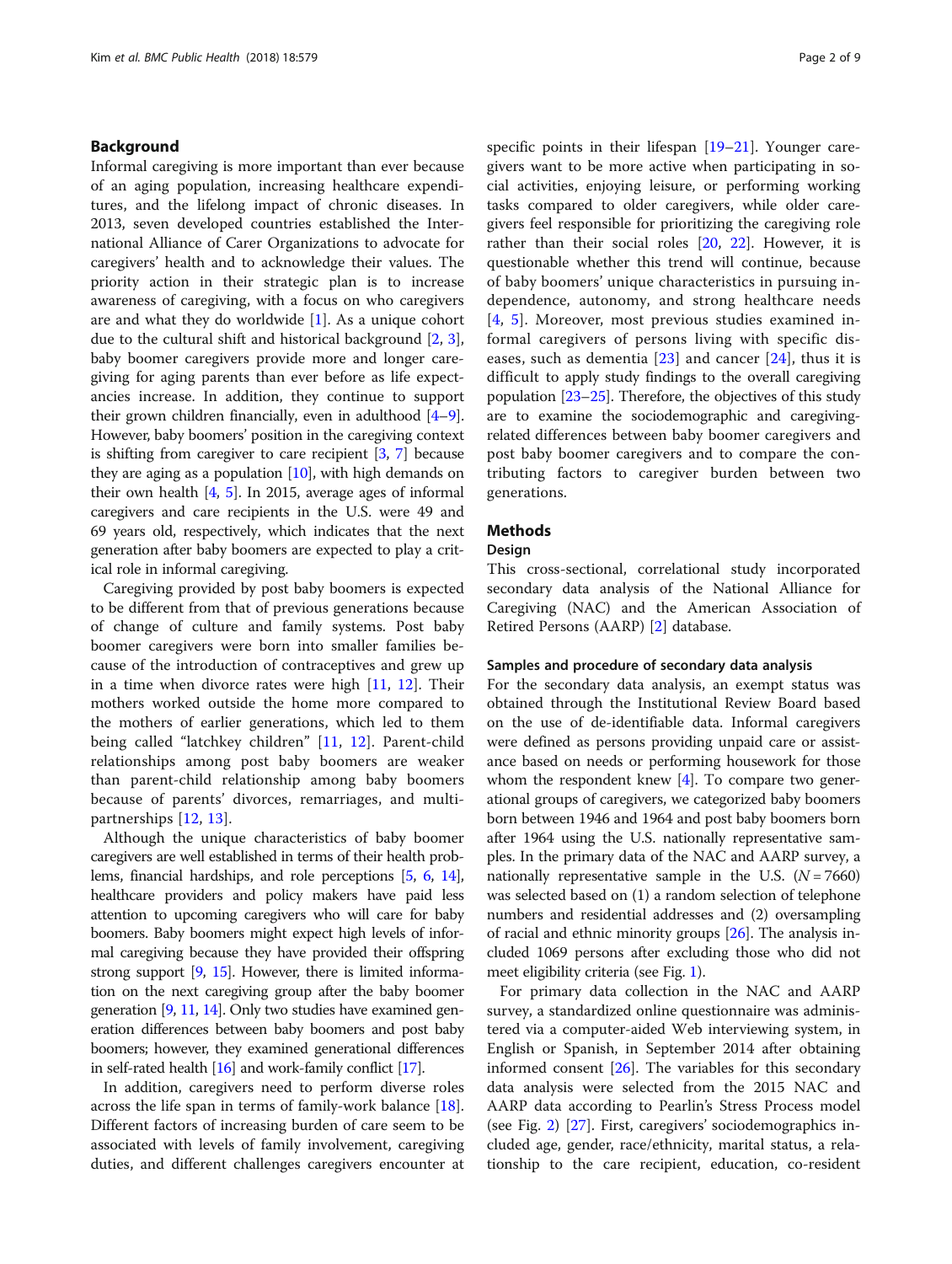## Background

Informal caregiving is more important than ever because of an aging population, increasing healthcare expenditures, and the lifelong impact of chronic diseases. In 2013, seven developed countries established the International Alliance of Carer Organizations to advocate for caregivers' health and to acknowledge their values. The priority action in their strategic plan is to increase awareness of caregiving, with a focus on who caregivers are and what they do worldwide [1]. As a unique cohort due to the cultural shift and historical background [2, 3], baby boomer caregivers provide more and longer caregiving for aging parents than ever before as life expectancies increase. In addition, they continue to support their grown children financially, even in adulthood [4–9]. However, baby boomers' position in the caregiving context is shifting from caregiver to care recipient [3, 7] because they are aging as a population [10], with high demands on their own health [4, 5]. In 2015, average ages of informal caregivers and care recipients in the U.S. were 49 and 69 years old, respectively, which indicates that the next generation after baby boomers are expected to play a critical role in informal caregiving.

Caregiving provided by post baby boomers is expected to be different from that of previous generations because of change of culture and family systems. Post baby boomer caregivers were born into smaller families because of the introduction of contraceptives and grew up in a time when divorce rates were high [11, 12]. Their mothers worked outside the home more compared to the mothers of earlier generations, which led to them being called "latchkey children" [11, 12]. Parent-child relationships among post baby boomers are weaker than parent-child relationship among baby boomers because of parents' divorces, remarriages, and multipartnerships [12, 13].

Although the unique characteristics of baby boomer caregivers are well established in terms of their health problems, financial hardships, and role perceptions [5, 6, 14], healthcare providers and policy makers have paid less attention to upcoming caregivers who will care for baby boomers. Baby boomers might expect high levels of informal caregiving because they have provided their offspring strong support [9, 15]. However, there is limited information on the next caregiving group after the baby boomer generation [9, 11, 14]. Only two studies have examined generation differences between baby boomers and post baby boomers; however, they examined generational differences in self-rated health [16] and work-family conflict [17].

In addition, caregivers need to perform diverse roles across the life span in terms of family-work balance [18]. Different factors of increasing burden of care seem to be associated with levels of family involvement, caregiving duties, and different challenges caregivers encounter at specific points in their lifespan [19–21]. Younger caregivers want to be more active when participating in social activities, enjoying leisure, or performing working tasks compared to older caregivers, while older caregivers feel responsible for prioritizing the caregiving role rather than their social roles [20, 22]. However, it is questionable whether this trend will continue, because of baby boomers' unique characteristics in pursuing independence, autonomy, and strong healthcare needs [4, 5]. Moreover, most previous studies examined informal caregivers of persons living with specific diseases, such as dementia [23] and cancer [24], thus it is difficult to apply study findings to the overall caregiving population [23–25]. Therefore, the objectives of this study are to examine the sociodemographic and caregiving-related differences between baby boomer caregivers and post baby boomer caregivers and to compare the contributing factors to caregiver burden between two generations.

## Methods

### Design

This cross-sectional, correlational study incorporated secondary data analysis of the National Alliance for Caregiving (NAC) and the American Association of Retired Persons (AARP) [2] database.

### Samples and procedure of secondary data analysis

For the secondary data analysis, an exempt status was obtained through the Institutional Review Board based on the use of de-identifiable data. Informal caregivers were defined as persons providing unpaid care or assistance based on needs or performing housework for those whom the respondent knew [4]. To compare two generational groups of caregivers, we categorized baby boomers born between 1946 and 1964 and post baby boomers born after 1964 using the U.S. nationally representative samples. In the primary data of the NAC and AARP survey, a nationally representative sample in the U.S. ($N = 7660$) was selected based on (1) a random selection of telephone numbers and residential addresses and (2) oversampling of racial and ethnic minority groups [26]. The analysis included 1069 persons after excluding those who did not meet eligibility criteria (see Fig. 1).

For primary data collection in the NAC and AARP survey, a standardized online questionnaire was administered via a computer-aided Web interviewing system, in English or Spanish, in September 2014 after obtaining informed consent [26]. The variables for this secondary data analysis were selected from the 2015 NAC and AARP data according to Pearlin's Stress Process model (see Fig. 2) [27]. First, caregivers' sociodemographics included age, gender, race/ethnicity, marital status, a relationship to the care recipient, education, co-resident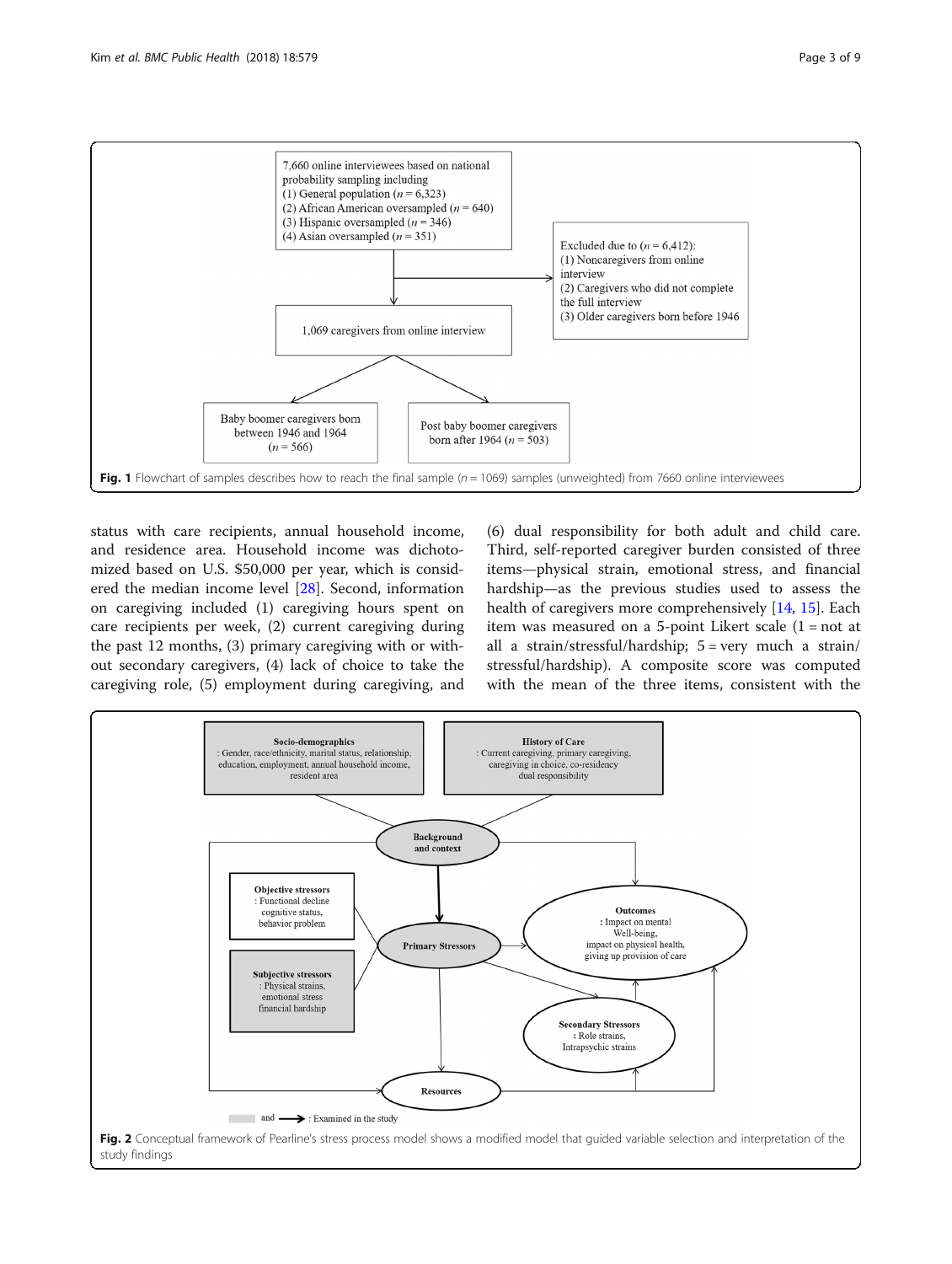Fig. 1 Flowchart of samples describes how to reach the final sample (n = 1069) samples (unweighted) from 7660 online interviewees

status with care recipients, annual household income, and residence area. Household income was dichotomized based on U.S. $50,000 per year, which is considered the median income level [28]. Second, information on caregiving included (1) caregiving hours spent on care recipients per week, (2) current caregiving during the past 12 months, (3) primary caregiving with or without secondary caregivers, (4) lack of choice to take the caregiving role, (5) employment during caregiving, and (6) dual responsibility for both adult and child care. Third, self-reported caregiver burden consisted of three items—physical strain, emotional stress, and financial hardship—as the previous studies used to assess the health of caregivers more comprehensively [14, 15]. Each item was measured on a 5-point Likert scale (1 = not at all a strain/stressful/hardship; 5 = very much a strain/stressful/hardship). A composite score was computed with the mean of the three items, consistent with the

Fig. 2 Conceptual framework of Pearline's stress process model shows a modified model that guided variable selection and interpretation of the study findings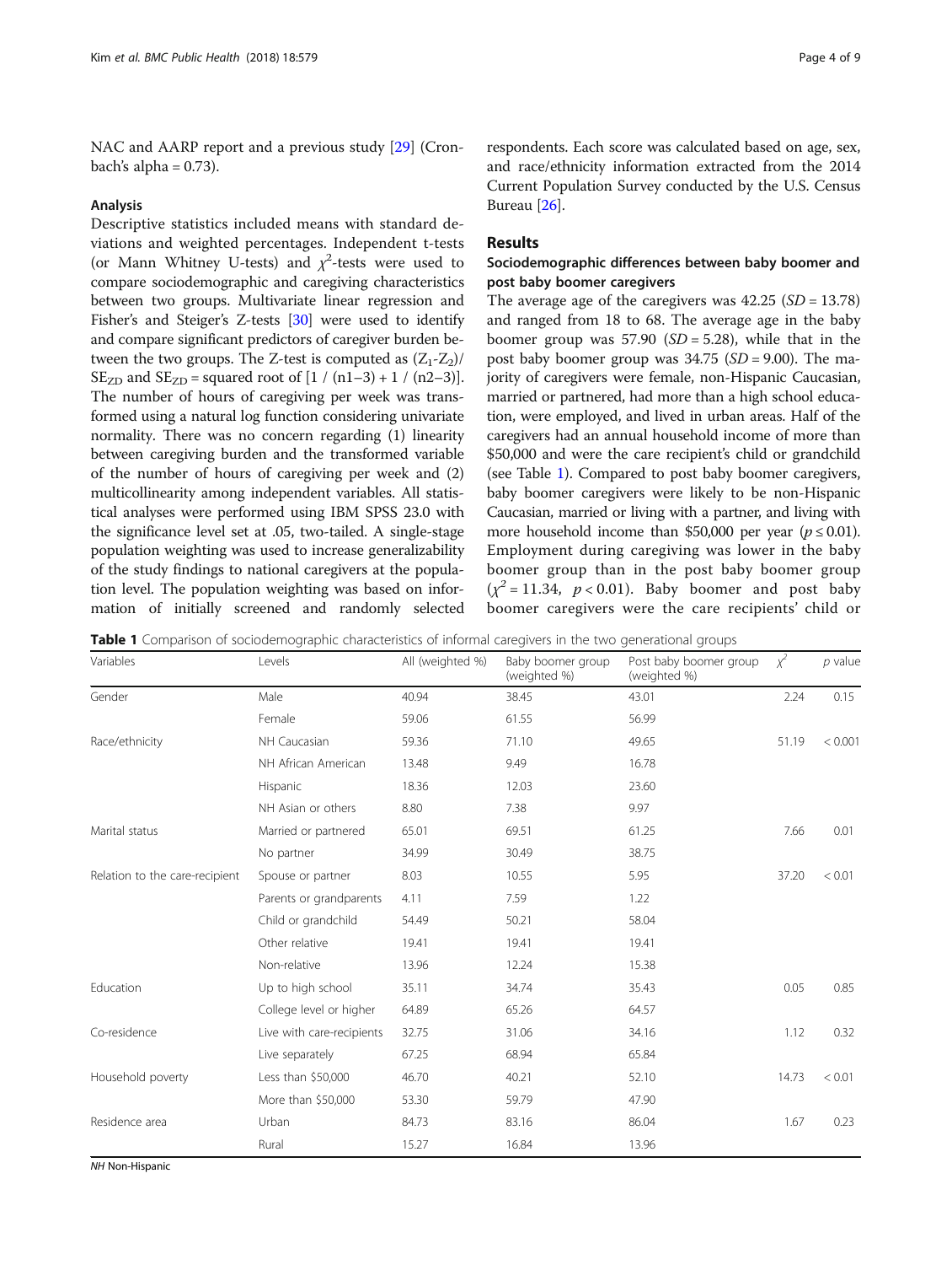NAC and AARP report and a previous study [29] (Cronbach's alpha = 0.73).

### Analysis

Descriptive statistics included means with standard deviations and weighted percentages. Independent t-tests (or Mann Whitney U-tests) and $\chi^2$-tests were used to compare sociodemographic and caregiving characteristics between two groups. Multivariate linear regression and Fisher's and Steiger's Z-tests [30] were used to identify and compare significant predictors of caregiver burden between the two groups. The Z-test is computed as $(Z_1\text{-}Z_2)/SE_{ZD}$ and $SE_{ZD}$ = squared root of $[1 / (n1{-}3) + 1 / (n2{-}3)]$. The number of hours of caregiving per week was transformed using a natural log function considering univariate normality. There was no concern regarding (1) linearity between caregiving burden and the transformed variable of the number of hours of caregiving per week and (2) multicollinearity among independent variables. All statistical analyses were performed using IBM SPSS 23.0 with the significance level set at .05, two-tailed. A single-stage population weighting was used to increase generalizability of the study findings to national caregivers at the population level. The population weighting was based on information of initially screened and randomly selected respondents. Each score was calculated based on age, sex, and race/ethnicity information extracted from the 2014 Current Population Survey conducted by the U.S. Census Bureau [26].

## Results

### Sociodemographic differences between baby boomer and post baby boomer caregivers

The average age of the caregivers was 42.25 ($SD$ = 13.78) and ranged from 18 to 68. The average age in the baby boomer group was 57.90 ($SD$ = 5.28), while that in the post baby boomer group was 34.75 ($SD$ = 9.00). The majority of caregivers were female, non-Hispanic Caucasian, married or partnered, had more than a high school education, were employed, and lived in urban areas. Half of the caregivers had an annual household income of more than \$50,000 and were the care recipient's child or grandchild (see Table 1). Compared to post baby boomer caregivers, baby boomer caregivers were likely to be non-Hispanic Caucasian, married or living with a partner, and living with more household income than \$50,000 per year ($p \leq 0.01$). Employment during caregiving was lower in the baby boomer group than in the post baby boomer group ($\chi^2 = 11.34$, $p < 0.01$). Baby boomer and post baby boomer caregivers were the care recipients' child or

**Table 1** Comparison of sociodemographic characteristics of informal caregivers in the two generational groups

| Variables | Levels | All (weighted %) | Baby boomer group (weighted %) | Post baby boomer group (weighted %) | $\chi^2$ | $p$ value |
|---|---|---|---|---|---|---|
| Gender | Male | 40.94 | 38.45 | 43.01 | 2.24 | 0.15 |
| | Female | 59.06 | 61.55 | 56.99 | | |
| Race/ethnicity | NH Caucasian | 59.36 | 71.10 | 49.65 | 51.19 | < 0.001 |
| | NH African American | 13.48 | 9.49 | 16.78 | | |
| | Hispanic | 18.36 | 12.03 | 23.60 | | |
| | NH Asian or others | 8.80 | 7.38 | 9.97 | | |
| Marital status | Married or partnered | 65.01 | 69.51 | 61.25 | 7.66 | 0.01 |
| | No partner | 34.99 | 30.49 | 38.75 | | |
| Relation to the care-recipient | Spouse or partner | 8.03 | 10.55 | 5.95 | 37.20 | < 0.01 |
| | Parents or grandparents | 4.11 | 7.59 | 1.22 | | |
| | Child or grandchild | 54.49 | 50.21 | 58.04 | | |
| | Other relative | 19.41 | 19.41 | 19.41 | | |
| | Non-relative | 13.96 | 12.24 | 15.38 | | |
| Education | Up to high school | 35.11 | 34.74 | 35.43 | 0.05 | 0.85 |
| | College level or higher | 64.89 | 65.26 | 64.57 | | |
| Co-residence | Live with care-recipients | 32.75 | 31.06 | 34.16 | 1.12 | 0.32 |
| | Live separately | 67.25 | 68.94 | 65.84 | | |
| Household poverty | Less than \$50,000 | 46.70 | 40.21 | 52.10 | 14.73 | < 0.01 |
| | More than \$50,000 | 53.30 | 59.79 | 47.90 | | |
| Residence area | Urban | 84.73 | 83.16 | 86.04 | 1.67 | 0.23 |
| | Rural | 15.27 | 16.84 | 13.96 | | |

*NH* Non-Hispanic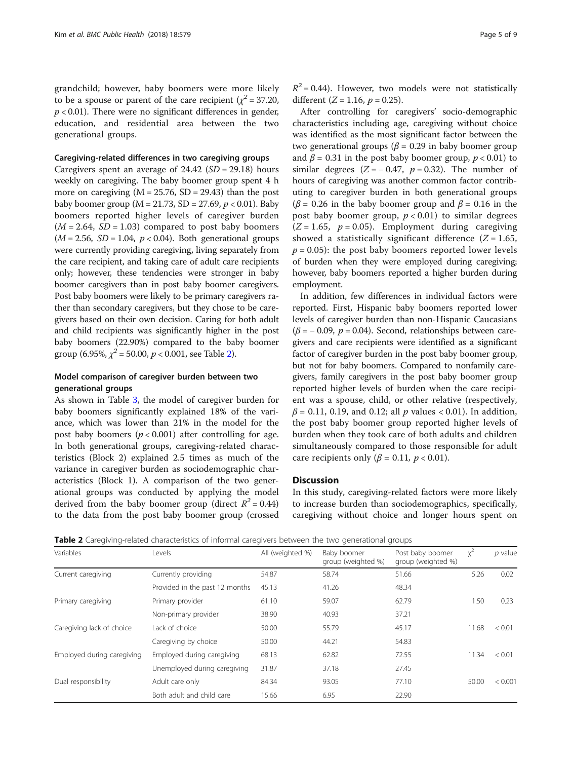grandchild; however, baby boomers were more likely to be a spouse or parent of the care recipient ($\chi^2 = 37.20$, $p < 0.01$). There were no significant differences in gender, education, and residential area between the two generational groups.

### Caregiving-related differences in two caregiving groups

Caregivers spent an average of 24.42 ($SD = 29.18$) hours weekly on caregiving. The baby boomer group spent 4 h more on caregiving ($M = 25.76$, $SD = 29.43$) than the post baby boomer group ($M = 21.73$, $SD = 27.69$, $p < 0.01$). Baby boomers reported higher levels of caregiver burden ($M = 2.64$, $SD = 1.03$) compared to post baby boomers ($M = 2.56$, $SD = 1.04$, $p < 0.04$). Both generational groups were currently providing caregiving, living separately from the care recipient, and taking care of adult care recipients only; however, these tendencies were stronger in baby boomer caregivers than in post baby boomer caregivers. Post baby boomers were likely to be primary caregivers rather than secondary caregivers, but they chose to be caregivers based on their own decision. Caring for both adult and child recipients was significantly higher in the post baby boomers (22.90%) compared to the baby boomer group (6.95%, $\chi^2 = 50.00$, $p < 0.001$, see Table 2).

### Model comparison of caregiver burden between two generational groups

As shown in Table 3, the model of caregiver burden for baby boomers significantly explained 18% of the variance, which was lower than 21% in the model for the post baby boomers ($p < 0.001$) after controlling for age. In both generational groups, caregiving-related characteristics (Block 2) explained 2.5 times as much of the variance in caregiver burden as sociodemographic characteristics (Block 1). A comparison of the two generational groups was conducted by applying the model derived from the baby boomer group (direct $R^2 = 0.44$) to the data from the post baby boomer group (crossed $R^2 = 0.44$). However, two models were not statistically different ($Z = 1.16$, $p = 0.25$).

After controlling for caregivers' socio-demographic characteristics including age, caregiving without choice was identified as the most significant factor between the two generational groups ($\beta = 0.29$ in baby boomer group and $\beta = 0.31$ in the post baby boomer group, $p < 0.01$) to similar degrees ($Z = -0.47$, $p = 0.32$). The number of hours of caregiving was another common factor contributing to caregiver burden in both generational groups ($\beta = 0.26$ in the baby boomer group and $\beta = 0.16$ in the post baby boomer group, $p < 0.01$) to similar degrees ($Z = 1.65$, $p = 0.05$). Employment during caregiving showed a statistically significant difference ($Z = 1.65$, $p = 0.05$): the post baby boomers reported lower levels of burden when they were employed during caregiving; however, baby boomers reported a higher burden during employment.

In addition, few differences in individual factors were reported. First, Hispanic baby boomers reported lower levels of caregiver burden than non-Hispanic Caucasians ($\beta = -0.09$, $p = 0.04$). Second, relationships between caregivers and care recipients were identified as a significant factor of caregiver burden in the post baby boomer group, but not for baby boomers. Compared to nonfamily caregivers, family caregivers in the post baby boomer group reported higher levels of burden when the care recipient was a spouse, child, or other relative (respectively, $\beta = 0.11$, 0.19, and 0.12; all $p$ values < 0.01). In addition, the post baby boomer group reported higher levels of burden when they took care of both adults and children simultaneously compared to those responsible for adult care recipients only ($\beta = 0.11$, $p < 0.01$).

## Discussion

In this study, caregiving-related factors were more likely to increase burden than sociodemographics, specifically, caregiving without choice and longer hours spent on

**Table 2** Caregiving-related characteristics of informal caregivers between the two generational groups

| Variables | Levels | All (weighted %) | Baby boomer group (weighted %) | Post baby boomer group (weighted %) | $\chi^2$ | $p$ value |
|---|---|---|---|---|---|---|
| Current caregiving | Currently providing | 54.87 | 58.74 | 51.66 | 5.26 | 0.02 |
| | Provided in the past 12 months | 45.13 | 41.26 | 48.34 | | |
| Primary caregiving | Primary provider | 61.10 | 59.07 | 62.79 | 1.50 | 0.23 |
| | Non-primary provider | 38.90 | 40.93 | 37.21 | | |
| Caregiving lack of choice | Lack of choice | 50.00 | 55.79 | 45.17 | 11.68 | < 0.01 |
| | Caregiving by choice | 50.00 | 44.21 | 54.83 | | |
| Employed during caregiving | Employed during caregiving | 68.13 | 62.82 | 72.55 | 11.34 | < 0.01 |
| | Unemployed during caregiving | 31.87 | 37.18 | 27.45 | | |
| Dual responsibility | Adult care only | 84.34 | 93.05 | 77.10 | 50.00 | < 0.001 |
| | Both adult and child care | 15.66 | 6.95 | 22.90 | | |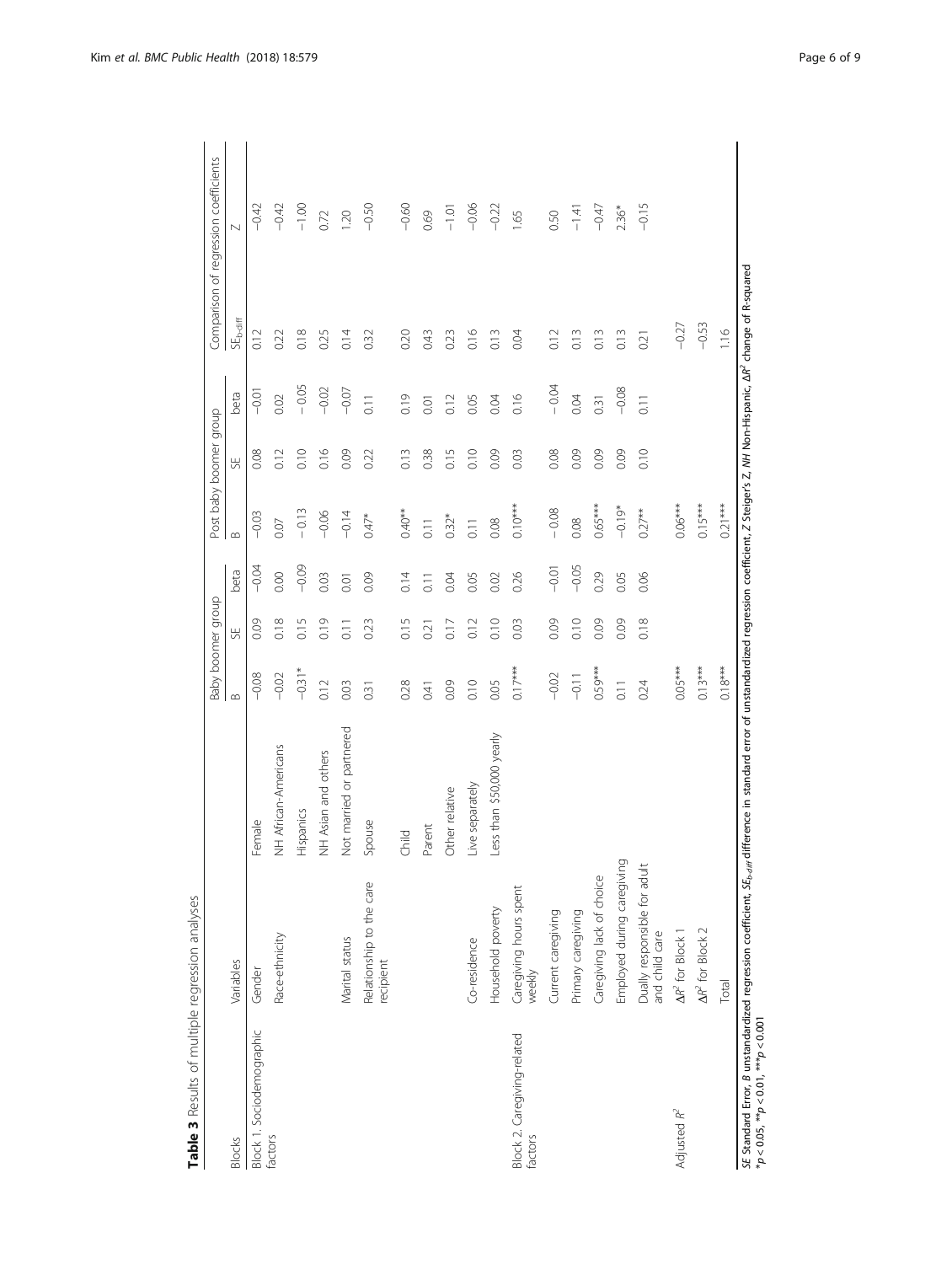**Table 3** Results of multiple regression analyses

| Blocks | Variables | | Baby boomer group | | | Post baby boomer group | | | Comparison of regression coefficients | |
|---|---|---|---|---|---|---|---|---|---|---|
| | | | B | SE | beta | B | SE | beta | $SE_{b\text{-}diff}$ | Z |
| Block 1. Sociodemographic factors | Gender | Female | −0.08 | 0.09 | −0.04 | −0.03 | 0.08 | −0.01 | 0.12 | −0.42 |
| | Race-ethnicity | NH African-Americans | −0.02 | 0.18 | 0.00 | 0.07 | 0.12 | 0.02 | 0.22 | −0.42 |
| | | Hispanics | −0.31* | 0.15 | −0.09 | − 0.13 | 0.10 | − 0.05 | 0.18 | −1.00 |
| | | NH Asian and others | 0.12 | 0.19 | 0.03 | −0.06 | 0.16 | −0.02 | 0.25 | 0.72 |
| | Marital status | Not married or partnered | 0.03 | 0.11 | 0.01 | −0.14 | 0.09 | −0.07 | 0.14 | 1.20 |
| | Relationship to the care recipient | Spouse | 0.31 | 0.23 | 0.09 | 0.47* | 0.22 | 0.11 | 0.32 | −0.50 |
| | | Child | 0.28 | 0.15 | 0.14 | 0.40** | 0.13 | 0.19 | 0.20 | −0.60 |
| | | Parent | 0.41 | 0.21 | 0.11 | 0.11 | 0.38 | 0.01 | 0.43 | 0.69 |
| | | Other relative | 0.09 | 0.17 | 0.04 | 0.32* | 0.15 | 0.12 | 0.23 | −1.01 |
| | Co-residence | Live separately | 0.10 | 0.12 | 0.05 | 0.11 | 0.10 | 0.05 | 0.16 | −0.06 |
| | Household poverty | Less than $50,000 yearly | 0.05 | 0.10 | 0.02 | 0.08 | 0.09 | 0.04 | 0.13 | −0.22 |
| Block 2. Caregiving-related factors | Caregiving hours spent weekly | | 0.17*** | 0.03 | 0.26 | 0.10*** | 0.03 | 0.16 | 0.04 | 1.65 |
| | Current caregiving | | −0.02 | 0.09 | −0.01 | − 0.08 | 0.08 | − 0.04 | 0.12 | 0.50 |
| | Primary caregiving | | −0.11 | 0.10 | −0.05 | 0.08 | 0.09 | 0.04 | 0.13 | −1.41 |
| | Caregiving lack of choice | | 0.59*** | 0.09 | 0.29 | 0.65*** | 0.09 | 0.31 | 0.13 | −0.47 |
| | Employed during caregiving | | 0.11 | 0.09 | 0.05 | −0.19* | 0.09 | −0.08 | 0.13 | 2.36* |
| | Dually responsible for adult and child care | | 0.24 | 0.18 | 0.06 | 0.27** | 0.10 | 0.11 | 0.21 | −0.15 |
| Adjusted $R^2$ | $\Delta R^2$ for Block 1 | | 0.05*** | | | 0.06*** | | | −0.27 | |
| | $\Delta R^2$ for Block 2 | | 0.13*** | | | 0.15*** | | | −0.53 | |
| | Total | | 0.18*** | | | 0.21*** | | | 1.16 | |

*SE* Standard Error, *B* unstandardized regression coefficient, $SE_{b\text{-}diff}$ difference in standard error of unstandardized regression coefficient, *Z* Steiger's Z, *NH* Non-Hispanic, $\Delta R^2$ change of R-squared
*$p < 0.05$, **$p < 0.01$, ***$p < 0.001$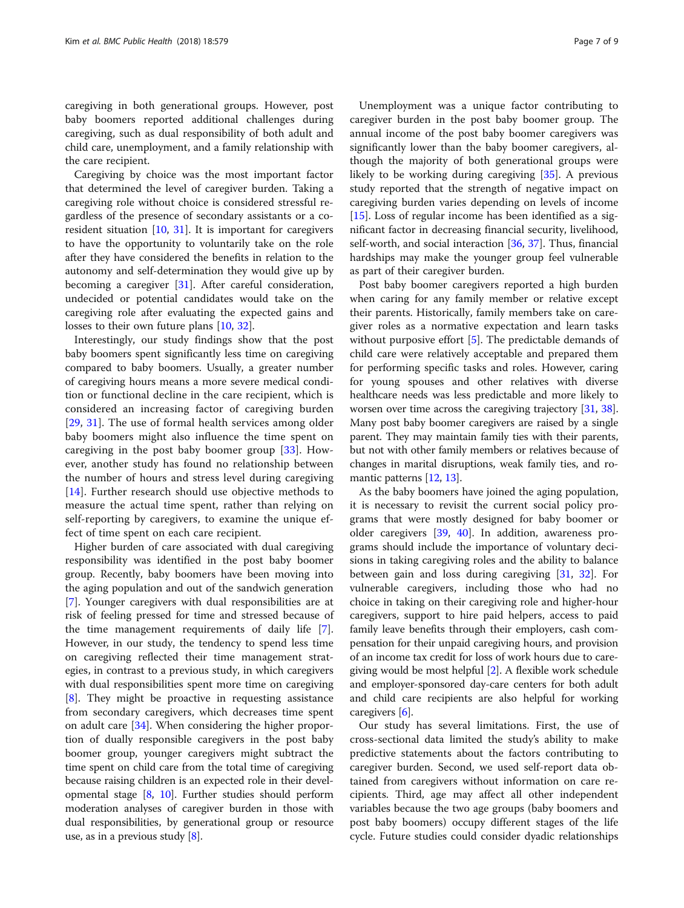caregiving in both generational groups. However, post baby boomers reported additional challenges during caregiving, such as dual responsibility of both adult and child care, unemployment, and a family relationship with the care recipient.

Caregiving by choice was the most important factor that determined the level of caregiver burden. Taking a caregiving role without choice is considered stressful regardless of the presence of secondary assistants or a co-resident situation [10, 31]. It is important for caregivers to have the opportunity to voluntarily take on the role after they have considered the benefits in relation to the autonomy and self-determination they would give up by becoming a caregiver [31]. After careful consideration, undecided or potential candidates would take on the caregiving role after evaluating the expected gains and losses to their own future plans [10, 32].

Interestingly, our study findings show that the post baby boomers spent significantly less time on caregiving compared to baby boomers. Usually, a greater number of caregiving hours means a more severe medical condition or functional decline in the care recipient, which is considered an increasing factor of caregiving burden [29, 31]. The use of formal health services among older baby boomers might also influence the time spent on caregiving in the post baby boomer group [33]. However, another study has found no relationship between the number of hours and stress level during caregiving [14]. Further research should use objective methods to measure the actual time spent, rather than relying on self-reporting by caregivers, to examine the unique effect of time spent on each care recipient.

Higher burden of care associated with dual caregiving responsibility was identified in the post baby boomer group. Recently, baby boomers have been moving into the aging population and out of the sandwich generation [7]. Younger caregivers with dual responsibilities are at risk of feeling pressed for time and stressed because of the time management requirements of daily life [7]. However, in our study, the tendency to spend less time on caregiving reflected their time management strategies, in contrast to a previous study, in which caregivers with dual responsibilities spent more time on caregiving [8]. They might be proactive in requesting assistance from secondary caregivers, which decreases time spent on adult care [34]. When considering the higher proportion of dually responsible caregivers in the post baby boomer group, younger caregivers might subtract the time spent on child care from the total time of caregiving because raising children is an expected role in their developmental stage [8, 10]. Further studies should perform moderation analyses of caregiver burden in those with dual responsibilities, by generational group or resource use, as in a previous study [8].

Unemployment was a unique factor contributing to caregiver burden in the post baby boomer group. The annual income of the post baby boomer caregivers was significantly lower than the baby boomer caregivers, although the majority of both generational groups were likely to be working during caregiving [35]. A previous study reported that the strength of negative impact on caregiving burden varies depending on levels of income [15]. Loss of regular income has been identified as a significant factor in decreasing financial security, livelihood, self-worth, and social interaction [36, 37]. Thus, financial hardships may make the younger group feel vulnerable as part of their caregiver burden.

Post baby boomer caregivers reported a high burden when caring for any family member or relative except their parents. Historically, family members take on caregiver roles as a normative expectation and learn tasks without purposive effort [5]. The predictable demands of child care were relatively acceptable and prepared them for performing specific tasks and roles. However, caring for young spouses and other relatives with diverse healthcare needs was less predictable and more likely to worsen over time across the caregiving trajectory [31, 38]. Many post baby boomer caregivers are raised by a single parent. They may maintain family ties with their parents, but not with other family members or relatives because of changes in marital disruptions, weak family ties, and romantic patterns [12, 13].

As the baby boomers have joined the aging population, it is necessary to revisit the current social policy programs that were mostly designed for baby boomer or older caregivers [39, 40]. In addition, awareness programs should include the importance of voluntary decisions in taking caregiving roles and the ability to balance between gain and loss during caregiving [31, 32]. For vulnerable caregivers, including those who had no choice in taking on their caregiving role and higher-hour caregivers, support to hire paid helpers, access to paid family leave benefits through their employers, cash compensation for their unpaid caregiving hours, and provision of an income tax credit for loss of work hours due to caregiving would be most helpful [2]. A flexible work schedule and employer-sponsored day-care centers for both adult and child care recipients are also helpful for working caregivers [6].

Our study has several limitations. First, the use of cross-sectional data limited the study's ability to make predictive statements about the factors contributing to caregiver burden. Second, we used self-report data obtained from caregivers without information on care recipients. Third, age may affect all other independent variables because the two age groups (baby boomers and post baby boomers) occupy different stages of the life cycle. Future studies could consider dyadic relationships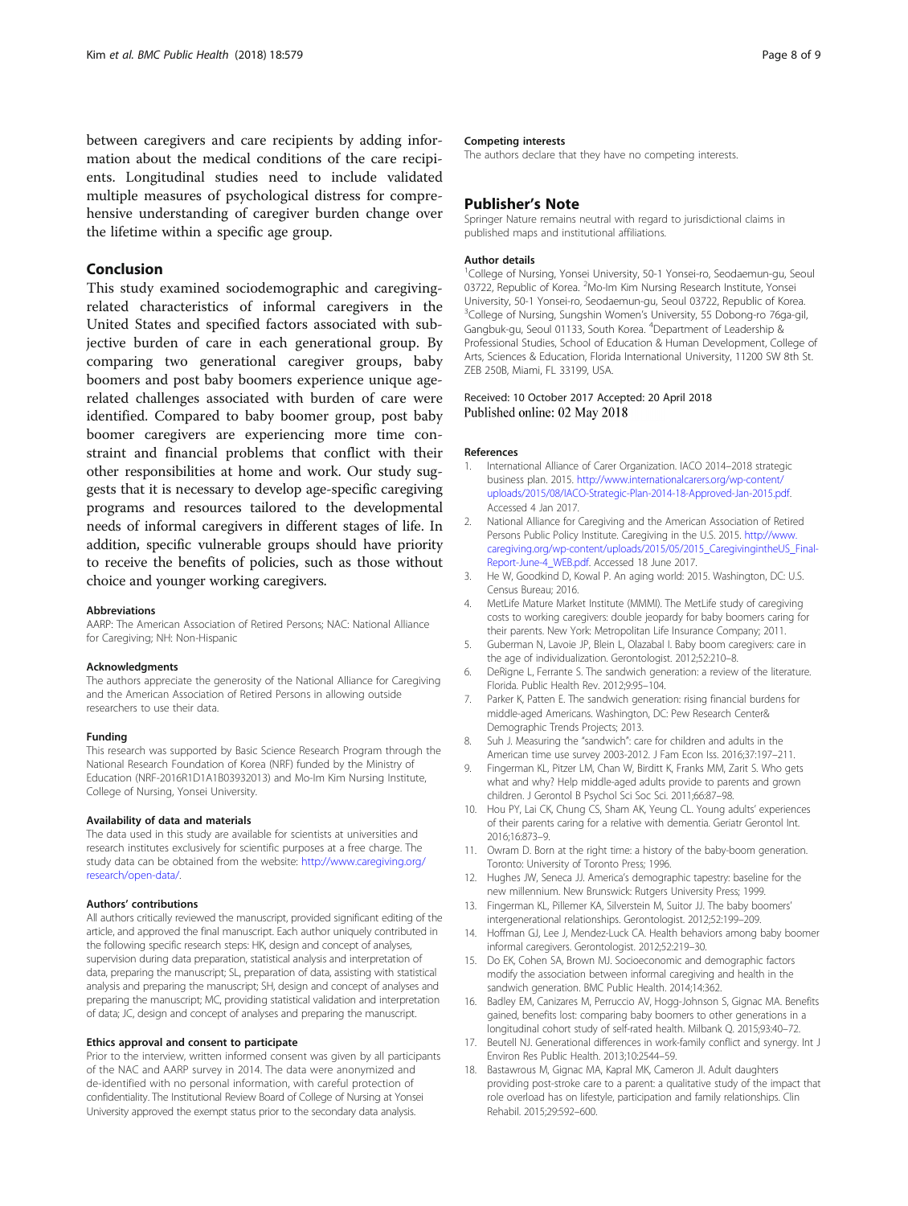between caregivers and care recipients by adding information about the medical conditions of the care recipients. Longitudinal studies need to include validated multiple measures of psychological distress for comprehensive understanding of caregiver burden change over the lifetime within a specific age group.

## Conclusion

This study examined sociodemographic and caregiving-related characteristics of informal caregivers in the United States and specified factors associated with subjective burden of care in each generational group. By comparing two generational caregiver groups, baby boomers and post baby boomers experience unique age-related challenges associated with burden of care were identified. Compared to baby boomer group, post baby boomer caregivers are experiencing more time constraint and financial problems that conflict with their other responsibilities at home and work. Our study suggests that it is necessary to develop age-specific caregiving programs and resources tailored to the developmental needs of informal caregivers in different stages of life. In addition, specific vulnerable groups should have priority to receive the benefits of policies, such as those without choice and younger working caregivers.

#### Abbreviations

AARP: The American Association of Retired Persons; NAC: National Alliance for Caregiving; NH: Non-Hispanic

#### Acknowledgments

The authors appreciate the generosity of the National Alliance for Caregiving and the American Association of Retired Persons in allowing outside researchers to use their data.

#### Funding

This research was supported by Basic Science Research Program through the National Research Foundation of Korea (NRF) funded by the Ministry of Education (NRF-2016R1D1A1B03932013) and Mo-Im Kim Nursing Institute, College of Nursing, Yonsei University.

#### Availability of data and materials

The data used in this study are available for scientists at universities and research institutes exclusively for scientific purposes at a free charge. The study data can be obtained from the website: http://www.caregiving.org/research/open-data/.

#### Authors' contributions

All authors critically reviewed the manuscript, provided significant editing of the article, and approved the final manuscript. Each author uniquely contributed in the following specific research steps: HK, design and concept of analyses, supervision during data preparation, statistical analysis and interpretation of data, preparing the manuscript; SL, preparation of data, assisting with statistical analysis and preparing the manuscript; SH, design and concept of analyses and preparing the manuscript; MC, providing statistical validation and interpretation of data; JC, design and concept of analyses and preparing the manuscript.

#### Ethics approval and consent to participate

Prior to the interview, written informed consent was given by all participants of the NAC and AARP survey in 2014. The data were anonymized and de-identified with no personal information, with careful protection of confidentiality. The Institutional Review Board of College of Nursing at Yonsei University approved the exempt status prior to the secondary data analysis.

#### Competing interests

The authors declare that they have no competing interests.

## Publisher's Note

Springer Nature remains neutral with regard to jurisdictional claims in published maps and institutional affiliations.

#### Author details

[1]College of Nursing, Yonsei University, 50-1 Yonsei-ro, Seodaemun-gu, Seoul 03722, Republic of Korea. [2]Mo-Im Kim Nursing Research Institute, Yonsei University, 50-1 Yonsei-ro, Seodaemun-gu, Seoul 03722, Republic of Korea. [3]College of Nursing, Sungshin Women's University, 55 Dobong-ro 76ga-gil, Gangbuk-gu, Seoul 01133, South Korea. [4]Department of Leadership & Professional Studies, School of Education & Human Development, College of Arts, Sciences & Education, Florida International University, 11200 SW 8th St. ZEB 250B, Miami, FL 33199, USA.

Received: 10 October 2017 Accepted: 20 April 2018
Published online: 02 May 2018

#### References

1. International Alliance of Carer Organization. IACO 2014–2018 strategic business plan. 2015. http://www.internationalcarers.org/wp-content/uploads/2015/08/IACO-Strategic-Plan-2014-18-Approved-Jan-2015.pdf. Accessed 4 Jan 2017.
2. National Alliance for Caregiving and the American Association of Retired Persons Public Policy Institute. Caregiving in the U.S. 2015. http://www.caregiving.org/wp-content/uploads/2015/05/2015_CaregivingintheUS_Final-Report-June-4_WEB.pdf. Accessed 18 June 2017.
3. He W, Goodkind D, Kowal P. An aging world: 2015. Washington, DC: U.S. Census Bureau; 2016.
4. MetLife Mature Market Institute (MMMI). The MetLife study of caregiving costs to working caregivers: double jeopardy for baby boomers caring for their parents. New York: Metropolitan Life Insurance Company; 2011.
5. Guberman N, Lavoie JP, Blein L, Olazabal I. Baby boom caregivers: care in the age of individualization. Gerontologist. 2012;52:210–8.
6. DeRigne L, Ferrante S. The sandwich generation: a review of the literature. Florida. Public Health Rev. 2012;9:95–104.
7. Parker K, Patten E. The sandwich generation: rising financial burdens for middle-aged Americans. Washington, DC: Pew Research Center& Demographic Trends Projects; 2013.
8. Suh J. Measuring the "sandwich": care for children and adults in the American time use survey 2003-2012. J Fam Econ Iss. 2016;37:197–211.
9. Fingerman KL, Pitzer LM, Chan W, Birditt K, Franks MM, Zarit S. Who gets what and why? Help middle-aged adults provide to parents and grown children. J Gerontol B Psychol Sci Soc Sci. 2011;66:87–98.
10. Hou PY, Lai CK, Chung CS, Sham AK, Yeung CL. Young adults' experiences of their parents caring for a relative with dementia. Geriatr Gerontol Int. 2016;16:873–9.
11. Owram D. Born at the right time: a history of the baby-boom generation. Toronto: University of Toronto Press; 1996.
12. Hughes JW, Seneca JJ. America's demographic tapestry: baseline for the new millennium. New Brunswick: Rutgers University Press; 1999.
13. Fingerman KL, Pillemer KA, Silverstein M, Suitor JJ. The baby boomers' intergenerational relationships. Gerontologist. 2012;52:199–209.
14. Hoffman GJ, Lee J, Mendez-Luck CA. Health behaviors among baby boomer informal caregivers. Gerontologist. 2012;52:219–30.
15. Do EK, Cohen SA, Brown MJ. Socioeconomic and demographic factors modify the association between informal caregiving and health in the sandwich generation. BMC Public Health. 2014;14:362.
16. Badley EM, Canizares M, Perruccio AV, Hogg-Johnson S, Gignac MA. Benefits gained, benefits lost: comparing baby boomers to other generations in a longitudinal cohort study of self-rated health. Milbank Q. 2015;93:40–72.
17. Beutell NJ. Generational differences in work-family conflict and synergy. Int J Environ Res Public Health. 2013;10:2544–59.
18. Bastawrous M, Gignac MA, Kapral MK, Cameron JI. Adult daughters providing post-stroke care to a parent: a qualitative study of the impact that role overload has on lifestyle, participation and family relationships. Clin Rehabil. 2015;29:592–600.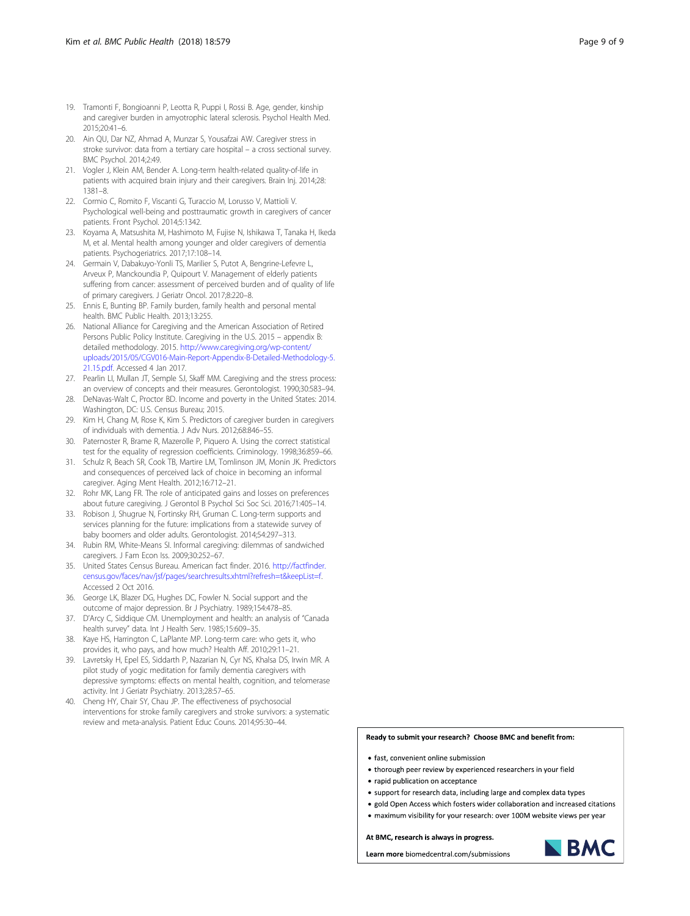19. Tramonti F, Bongioanni P, Leotta R, Puppi I, Rossi B. Age, gender, kinship and caregiver burden in amyotrophic lateral sclerosis. Psychol Health Med. 2015;20:41–6.
20. Ain QU, Dar NZ, Ahmad A, Munzar S, Yousafzai AW. Caregiver stress in stroke survivor: data from a tertiary care hospital – a cross sectional survey. BMC Psychol. 2014;2:49.
21. Vogler J, Klein AM, Bender A. Long-term health-related quality-of-life in patients with acquired brain injury and their caregivers. Brain Inj. 2014;28:1381–8.
22. Cormio C, Romito F, Viscanti G, Turaccio M, Lorusso V, Mattioli V. Psychological well-being and posttraumatic growth in caregivers of cancer patients. Front Psychol. 2014;5:1342.
23. Koyama A, Matsushita M, Hashimoto M, Fujise N, Ishikawa T, Tanaka H, Ikeda M, et al. Mental health among younger and older caregivers of dementia patients. Psychogeriatrics. 2017;17:108–14.
24. Germain V, Dabakuyo-Yonli TS, Marilier S, Putot A, Bengrine-Lefevre L, Arveux P, Manckoundia P, Quipourt V. Management of elderly patients suffering from cancer: assessment of perceived burden and of quality of life of primary caregivers. J Geriatr Oncol. 2017;8:220–8.
25. Ennis E, Bunting BP. Family burden, family health and personal mental health. BMC Public Health. 2013;13:255.
26. National Alliance for Caregiving and the American Association of Retired Persons Public Policy Institute. Caregiving in the U.S. 2015 – appendix B: detailed methodology. 2015. http://www.caregiving.org/wp-content/uploads/2015/05/CGV016-Main-Report-Appendix-B-Detailed-Methodology-5.21.15.pdf. Accessed 4 Jan 2017.
27. Pearlin LI, Mullan JT, Semple SJ, Skaff MM. Caregiving and the stress process: an overview of concepts and their measures. Gerontologist. 1990;30:583–94.
28. DeNavas-Walt C, Proctor BD. Income and poverty in the United States: 2014. Washington, DC: U.S. Census Bureau; 2015.
29. Kim H, Chang M, Rose K, Kim S. Predictors of caregiver burden in caregivers of individuals with dementia. J Adv Nurs. 2012;68:846–55.
30. Paternoster R, Brame R, Mazerolle P, Piquero A. Using the correct statistical test for the equality of regression coefficients. Criminology. 1998;36:859–66.
31. Schulz R, Beach SR, Cook TB, Martire LM, Tomlinson JM, Monin JK. Predictors and consequences of perceived lack of choice in becoming an informal caregiver. Aging Ment Health. 2012;16:712–21.
32. Rohr MK, Lang FR. The role of anticipated gains and losses on preferences about future caregiving. J Gerontol B Psychol Sci Soc Sci. 2016;71:405–14.
33. Robison J, Shugrue N, Fortinsky RH, Gruman C. Long-term supports and services planning for the future: implications from a statewide survey of baby boomers and older adults. Gerontologist. 2014;54:297–313.
34. Rubin RM, White-Means SI. Informal caregiving: dilemmas of sandwiched caregivers. J Fam Econ Iss. 2009;30:252–67.
35. United States Census Bureau. American fact finder. 2016. http://factfinder.census.gov/faces/nav/jsf/pages/searchresults.xhtml?refresh=t&keepList=f. Accessed 2 Oct 2016.
36. George LK, Blazer DG, Hughes DC, Fowler N. Social support and the outcome of major depression. Br J Psychiatry. 1989;154:478–85.
37. D'Arcy C, Siddique CM. Unemployment and health: an analysis of "Canada health survey" data. Int J Health Serv. 1985;15:609–35.
38. Kaye HS, Harrington C, LaPlante MP. Long-term care: who gets it, who provides it, who pays, and how much? Health Aff. 2010;29:11–21.
39. Lavretsky H, Epel ES, Siddarth P, Nazarian N, Cyr NS, Khalsa DS, Irwin MR. A pilot study of yogic meditation for family dementia caregivers with depressive symptoms: effects on mental health, cognition, and telomerase activity. Int J Geriatr Psychiatry. 2013;28:57–65.
40. Cheng HY, Chair SY, Chau JP. The effectiveness of psychosocial interventions for stroke family caregivers and stroke survivors: a systematic review and meta-analysis. Patient Educ Couns. 2014;95:30–44.

**Ready to submit your research? Choose BMC and benefit from:**

- fast, convenient online submission
- thorough peer review by experienced researchers in your field
- rapid publication on acceptance
- support for research data, including large and complex data types
- gold Open Access which fosters wider collaboration and increased citations
- maximum visibility for your research: over 100M website views per year

**At BMC, research is always in progress.**

**Learn more** biomedcentral.com/submissions

BMC